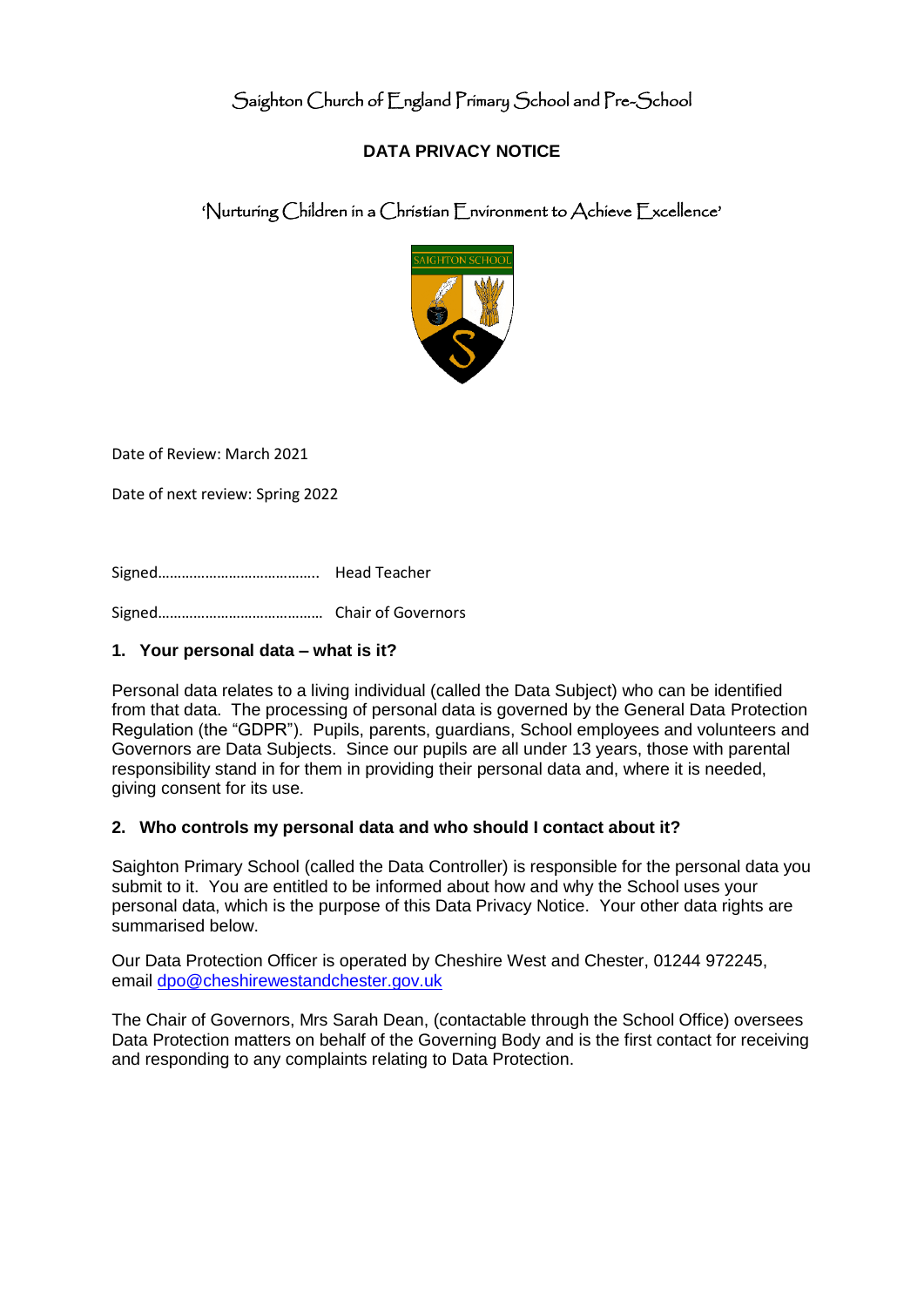Saighton Church of England Primary School and Pre-School

# DATA PRIVACY NOTICE

'Nurturing Children in a Christian Environment to Achieve Excellence'

Date of Review: March 2021

Date of next review: Spring 2022

Signed………………………………….. Head Teacher

Signed…………………………………… Chair of Governors

## 1. Your personal data – what is it?

Personal data relates to a living individual (called the Data Subject) who can be identified from that data. The processing of personal data is governed by the General Data Protection Regulation (the "GDPR"). Pupils, parents, guardians, School employees and volunteers and Governors are Data Subjects. Since our pupils are all under 13 years, those with parental responsibility stand in for them in providing their personal data and, where it is needed, giving consent for its use.

## 2. Who controls my personal data and who should I contact about it?

Saighton Primary School (called the Data Controller) is responsible for the personal data you submit to it. You are entitled to be informed about how and why the School uses your personal data, which is the purpose of this Data Privacy Notice. Your other data rights are summarised below.

Our Data Protection Officer is operated by Cheshire West and Chester, 01244 972245, email dpo@cheshirewestandchester.gov.uk

The Chair of Governors, Mrs Sarah Dean, (contactable through the School Office) oversees Data Protection matters on behalf of the Governing Body and is the first contact for receiving and responding to any complaints relating to Data Protection.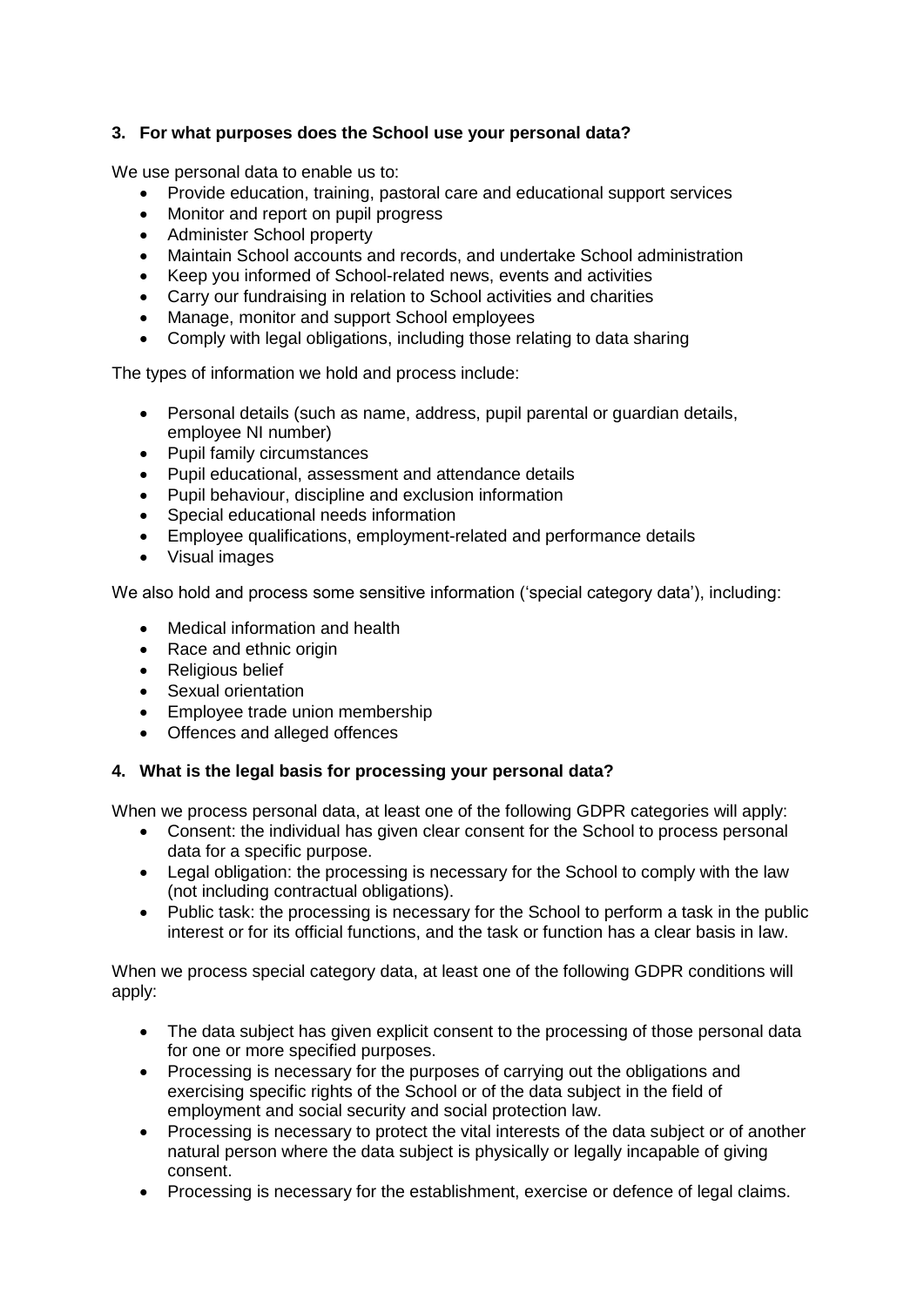### 3. For what purposes does the School use your personal data?

We use personal data to enable us to:

- Provide education, training, pastoral care and educational support services
- Monitor and report on pupil progress
- Administer School property
- Maintain School accounts and records, and undertake School administration
- Keep you informed of School-related news, events and activities
- Carry our fundraising in relation to School activities and charities
- Manage, monitor and support School employees
- Comply with legal obligations, including those relating to data sharing

The types of information we hold and process include:

- Personal details (such as name, address, pupil parental or guardian details, employee NI number)
- Pupil family circumstances
- Pupil educational, assessment and attendance details
- Pupil behaviour, discipline and exclusion information
- Special educational needs information
- Employee qualifications, employment-related and performance details
- Visual images

We also hold and process some sensitive information ('special category data'), including:

- Medical information and health
- Race and ethnic origin
- Religious belief
- Sexual orientation
- Employee trade union membership
- Offences and alleged offences

### 4. What is the legal basis for processing your personal data?

When we process personal data, at least one of the following GDPR categories will apply:

- Consent: the individual has given clear consent for the School to process personal data for a specific purpose.
- Legal obligation: the processing is necessary for the School to comply with the law (not including contractual obligations).
- Public task: the processing is necessary for the School to perform a task in the public interest or for its official functions, and the task or function has a clear basis in law.

When we process special category data, at least one of the following GDPR conditions will apply:

- The data subject has given explicit consent to the processing of those personal data for one or more specified purposes.
- Processing is necessary for the purposes of carrying out the obligations and exercising specific rights of the School or of the data subject in the field of employment and social security and social protection law.
- Processing is necessary to protect the vital interests of the data subject or of another natural person where the data subject is physically or legally incapable of giving consent.
- Processing is necessary for the establishment, exercise or defence of legal claims.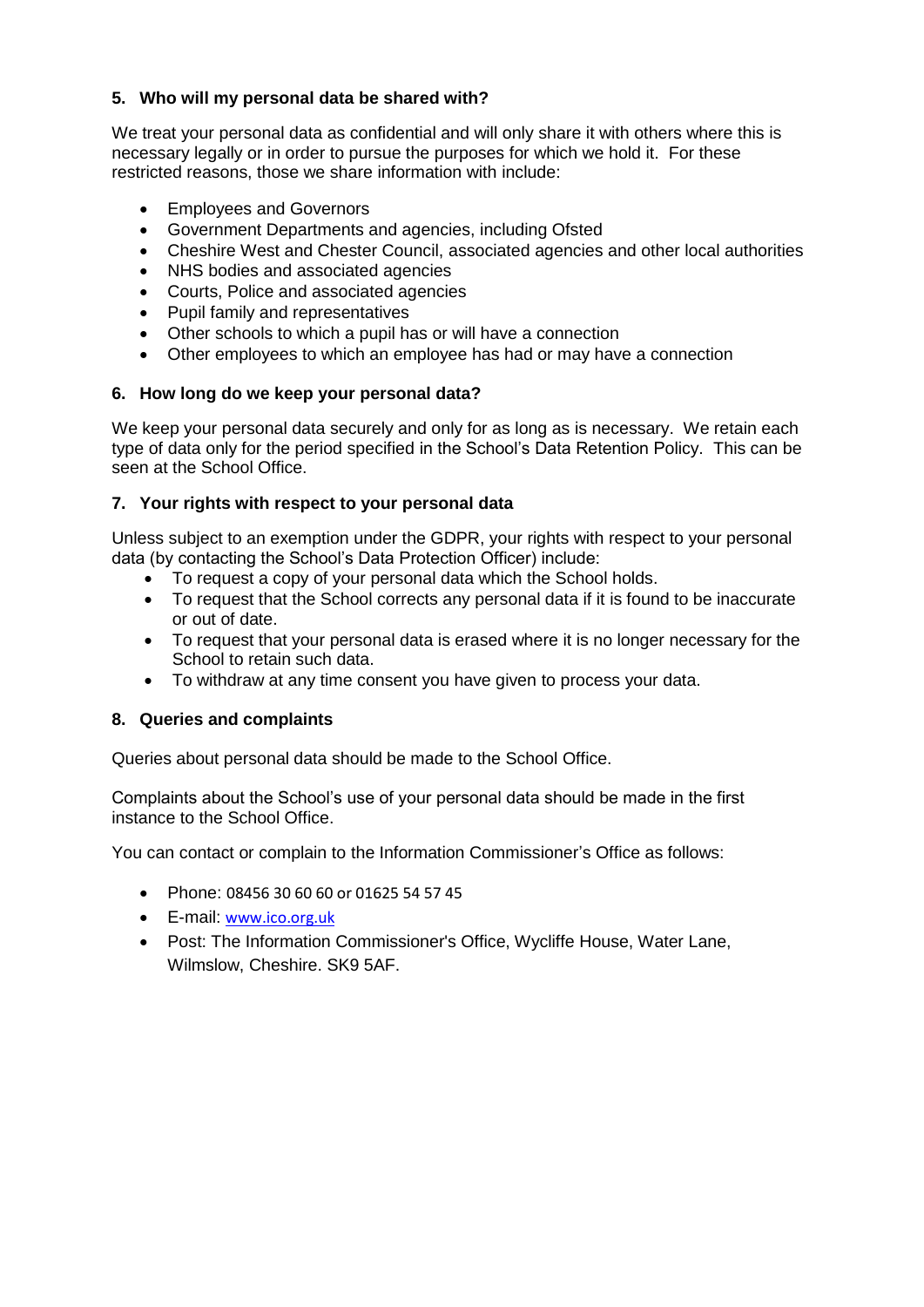## 5. Who will my personal data be shared with?

We treat your personal data as confidential and will only share it with others where this is necessary legally or in order to pursue the purposes for which we hold it. For these restricted reasons, those we share information with include:

- Employees and Governors
- Government Departments and agencies, including Ofsted
- Cheshire West and Chester Council, associated agencies and other local authorities
- NHS bodies and associated agencies
- Courts, Police and associated agencies
- Pupil family and representatives
- Other schools to which a pupil has or will have a connection
- Other employees to which an employee has had or may have a connection

## 6. How long do we keep your personal data?

We keep your personal data securely and only for as long as is necessary. We retain each type of data only for the period specified in the School's Data Retention Policy. This can be seen at the School Office.

## 7. Your rights with respect to your personal data

Unless subject to an exemption under the GDPR, your rights with respect to your personal data (by contacting the School's Data Protection Officer) include:

- To request a copy of your personal data which the School holds.
- To request that the School corrects any personal data if it is found to be inaccurate or out of date.
- To request that your personal data is erased where it is no longer necessary for the School to retain such data.
- To withdraw at any time consent you have given to process your data.

## 8. Queries and complaints

Queries about personal data should be made to the School Office.

Complaints about the School's use of your personal data should be made in the first instance to the School Office.

You can contact or complain to the Information Commissioner's Office as follows:

- Phone: 08456 30 60 60 or 01625 54 57 45
- E-mail: www.ico.org.uk
- Post: The Information Commissioner's Office, Wycliffe House, Water Lane, Wilmslow, Cheshire. SK9 5AF.